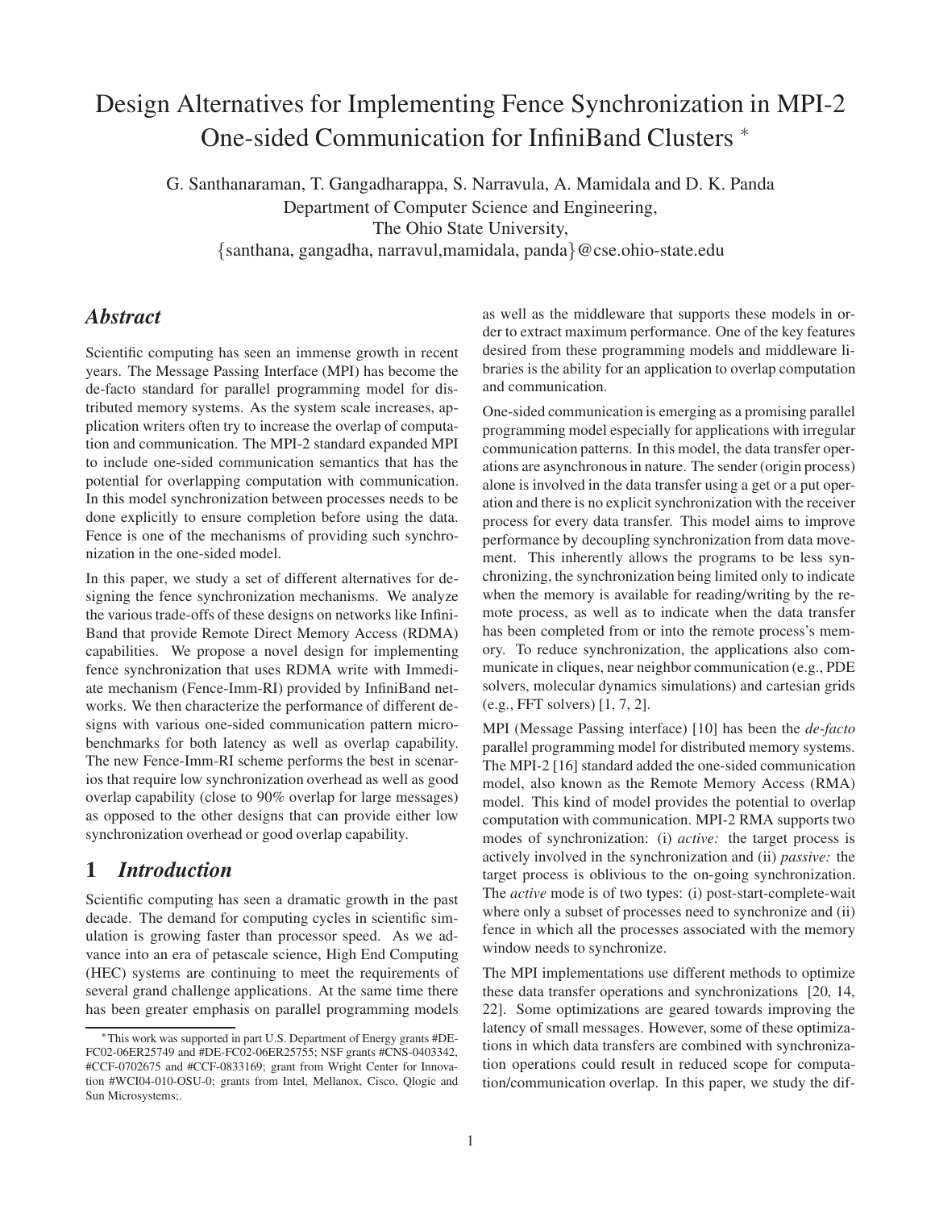# Design Alternatives for Implementing Fence Synchronization in MPI-2 One-sided Communication for InfiniBand Clusters *

G. Santhanaraman, T. Gangadharappa, S. Narravula, A. Mamidala and D. K. Panda
Department of Computer Science and Engineering,
The Ohio State University,
{santhana, gangadha, narravul,mamidala, panda}@cse.ohio-state.edu

## *Abstract*

Scientific computing has seen an immense growth in recent years. The Message Passing Interface (MPI) has become the de-facto standard for parallel programming model for distributed memory systems. As the system scale increases, application writers often try to increase the overlap of computation and communication. The MPI-2 standard expanded MPI to include one-sided communication semantics that has the potential for overlapping computation with communication. In this model synchronization between processes needs to be done explicitly to ensure completion before using the data. Fence is one of the mechanisms of providing such synchronization in the one-sided model.

In this paper, we study a set of different alternatives for designing the fence synchronization mechanisms. We analyze the various trade-offs of these designs on networks like InfiniBand that provide Remote Direct Memory Access (RDMA) capabilities. We propose a novel design for implementing fence synchronization that uses RDMA write with Immediate mechanism (Fence-Imm-RI) provided by InfiniBand networks. We then characterize the performance of different designs with various one-sided communication pattern microbenchmarks for both latency as well as overlap capability. The new Fence-Imm-RI scheme performs the best in scenarios that require low synchronization overhead as well as good overlap capability (close to 90% overlap for large messages) as opposed to the other designs that can provide either low synchronization overhead or good overlap capability.

## 1 *Introduction*

Scientific computing has seen a dramatic growth in the past decade. The demand for computing cycles in scientific simulation is growing faster than processor speed. As we advance into an era of petascale science, High End Computing (HEC) systems are continuing to meet the requirements of several grand challenge applications. At the same time there has been greater emphasis on parallel programming models as well as the middleware that supports these models in order to extract maximum performance. One of the key features desired from these programming models and middleware libraries is the ability for an application to overlap computation and communication.

One-sided communication is emerging as a promising parallel programming model especially for applications with irregular communication patterns. In this model, the data transfer operations are asynchronous in nature. The sender (origin process) alone is involved in the data transfer using a get or a put operation and there is no explicit synchronization with the receiver process for every data transfer. This model aims to improve performance by decoupling synchronization from data movement. This inherently allows the programs to be less synchronizing, the synchronization being limited only to indicate when the memory is available for reading/writing by the remote process, as well as to indicate when the data transfer has been completed from or into the remote process's memory. To reduce synchronization, the applications also communicate in cliques, near neighbor communication (e.g., PDE solvers, molecular dynamics simulations) and cartesian grids (e.g., FFT solvers) [1, 7, 2].

MPI (Message Passing interface) [10] has been the *de-facto* parallel programming model for distributed memory systems. The MPI-2 [16] standard added the one-sided communication model, also known as the Remote Memory Access (RMA) model. This kind of model provides the potential to overlap computation with communication. MPI-2 RMA supports two modes of synchronization: (i) *active:* the target process is actively involved in the synchronization and (ii) *passive:* the target process is oblivious to the on-going synchronization. The *active* mode is of two types: (i) post-start-complete-wait where only a subset of processes need to synchronize and (ii) fence in which all the processes associated with the memory window needs to synchronize.

The MPI implementations use different methods to optimize these data transfer operations and synchronizations [20, 14, 22]. Some optimizations are geared towards improving the latency of small messages. However, some of these optimizations in which data transfers are combined with synchronization operations could result in reduced scope for computation/communication overlap. In this paper, we study the dif-

*This work was supported in part U.S. Department of Energy grants #DE-FC02-06ER25749 and #DE-FC02-06ER25755; NSF grants #CNS-0403342, #CCF-0702675 and #CCF-0833169; grant from Wright Center for Innovation #WCI04-010-OSU-0; grants from Intel, Mellanox, Cisco, Qlogic and Sun Microsystems;.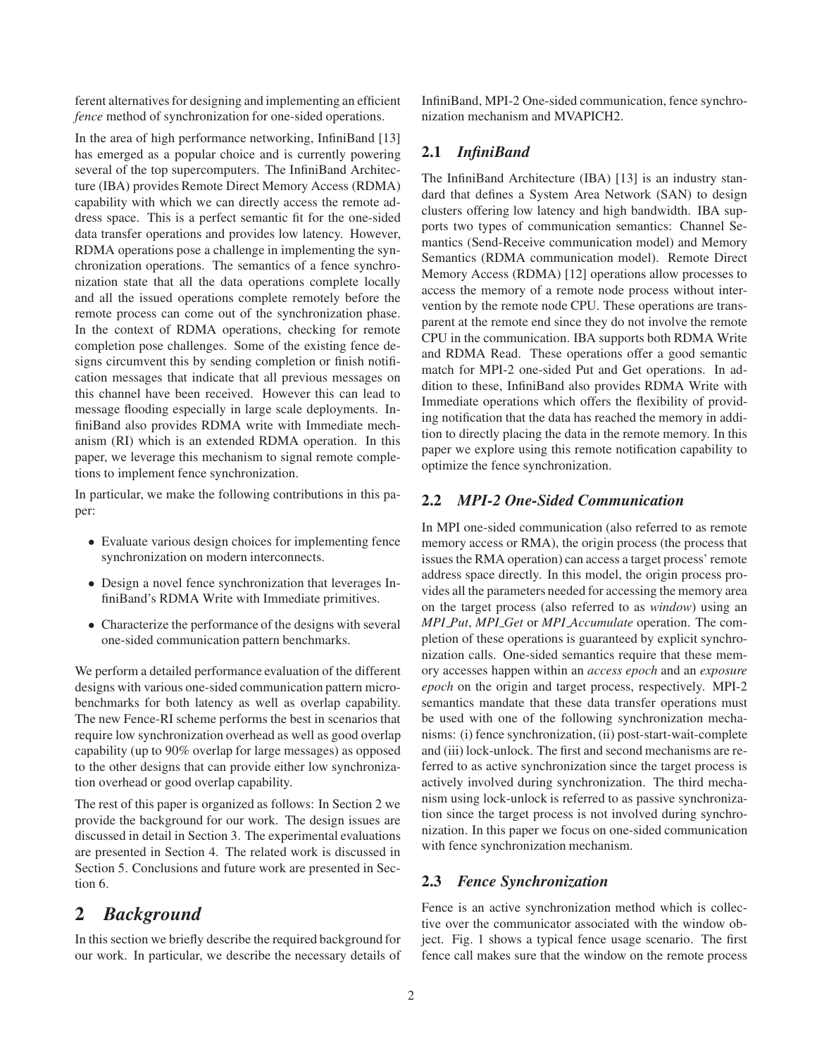ferent alternatives for designing and implementing an efficient *fence* method of synchronization for one-sided operations.

In the area of high performance networking, InfiniBand [13] has emerged as a popular choice and is currently powering several of the top supercomputers. The InfiniBand Architecture (IBA) provides Remote Direct Memory Access (RDMA) capability with which we can directly access the remote address space. This is a perfect semantic fit for the one-sided data transfer operations and provides low latency. However, RDMA operations pose a challenge in implementing the synchronization operations. The semantics of a fence synchronization state that all the data operations complete locally and all the issued operations complete remotely before the remote process can come out of the synchronization phase. In the context of RDMA operations, checking for remote completion pose challenges. Some of the existing fence designs circumvent this by sending completion or finish notification messages that indicate that all previous messages on this channel have been received. However this can lead to message flooding especially in large scale deployments. InfiniBand also provides RDMA write with Immediate mechanism (RI) which is an extended RDMA operation. In this paper, we leverage this mechanism to signal remote completions to implement fence synchronization.

In particular, we make the following contributions in this paper:

- Evaluate various design choices for implementing fence synchronization on modern interconnects.
- Design a novel fence synchronization that leverages InfiniBand's RDMA Write with Immediate primitives.
- Characterize the performance of the designs with several one-sided communication pattern benchmarks.

We perform a detailed performance evaluation of the different designs with various one-sided communication pattern micro-benchmarks for both latency as well as overlap capability. The new Fence-RI scheme performs the best in scenarios that require low synchronization overhead as well as good overlap capability (up to 90% overlap for large messages) as opposed to the other designs that can provide either low synchronization overhead or good overlap capability.

The rest of this paper is organized as follows: In Section 2 we provide the background for our work. The design issues are discussed in detail in Section 3. The experimental evaluations are presented in Section 4. The related work is discussed in Section 5. Conclusions and future work are presented in Section 6.

# 2 *Background*

In this section we briefly describe the required background for our work. In particular, we describe the necessary details of InfiniBand, MPI-2 One-sided communication, fence synchronization mechanism and MVAPICH2.

## 2.1 *InfiniBand*

The InfiniBand Architecture (IBA) [13] is an industry standard that defines a System Area Network (SAN) to design clusters offering low latency and high bandwidth. IBA supports two types of communication semantics: Channel Semantics (Send-Receive communication model) and Memory Semantics (RDMA communication model). Remote Direct Memory Access (RDMA) [12] operations allow processes to access the memory of a remote node process without intervention by the remote node CPU. These operations are transparent at the remote end since they do not involve the remote CPU in the communication. IBA supports both RDMA Write and RDMA Read. These operations offer a good semantic match for MPI-2 one-sided Put and Get operations. In addition to these, InfiniBand also provides RDMA Write with Immediate operations which offers the flexibility of providing notification that the data has reached the memory in addition to directly placing the data in the remote memory. In this paper we explore using this remote notification capability to optimize the fence synchronization.

## 2.2 *MPI-2 One-Sided Communication*

In MPI one-sided communication (also referred to as remote memory access or RMA), the origin process (the process that issues the RMA operation) can access a target process' remote address space directly. In this model, the origin process provides all the parameters needed for accessing the memory area on the target process (also referred to as *window*) using an *MPI_Put*, *MPI_Get* or *MPI_Accumulate* operation. The completion of these operations is guaranteed by explicit synchronization calls. One-sided semantics require that these memory accesses happen within an *access epoch* and an *exposure epoch* on the origin and target process, respectively. MPI-2 semantics mandate that these data transfer operations must be used with one of the following synchronization mechanisms: (i) fence synchronization, (ii) post-start-wait-complete and (iii) lock-unlock. The first and second mechanisms are referred to as active synchronization since the target process is actively involved during synchronization. The third mechanism using lock-unlock is referred to as passive synchronization since the target process is not involved during synchronization. In this paper we focus on one-sided communication with fence synchronization mechanism.

## 2.3 *Fence Synchronization*

Fence is an active synchronization method which is collective over the communicator associated with the window object. Fig. 1 shows a typical fence usage scenario. The first fence call makes sure that the window on the remote process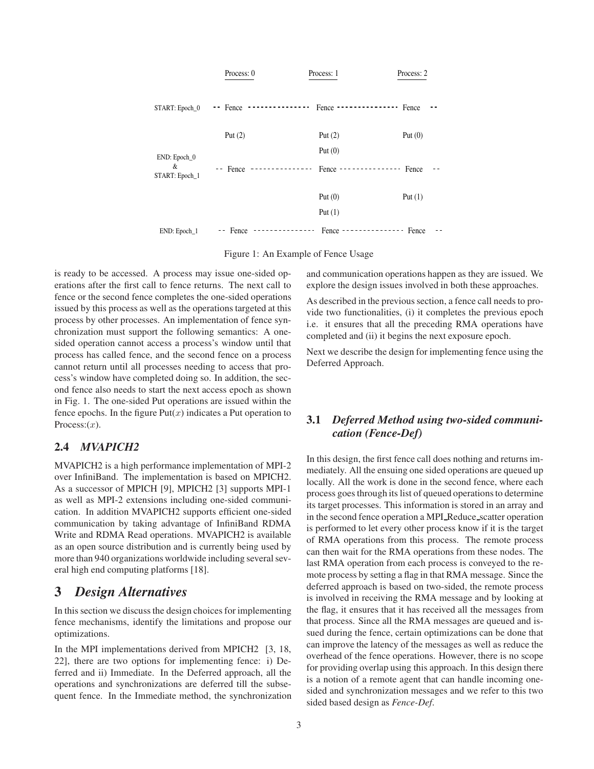Process: 0

Process: 1

Process: 2

START: Epoch_0

Fence

Fence

Fence

Put (2)

Put (2)

Put (0)

Put (0)

END: Epoch_0 & START: Epoch_1

Fence

Fence

Fence

Put (0)

Put (1)

Put (1)

END: Epoch_1

Fence

Fence

Fence

Figure 1: An Example of Fence Usage

is ready to be accessed. A process may issue one-sided operations after the first call to fence returns. The next call to fence or the second fence completes the one-sided operations issued by this process as well as the operations targeted at this process by other processes. An implementation of fence synchronization must support the following semantics: A one-sided operation cannot access a process's window until that process has called fence, and the second fence on a process cannot return until all processes needing to access that process's window have completed doing so. In addition, the second fence also needs to start the next access epoch as shown in Fig. 1. The one-sided Put operations are issued within the fence epochs. In the figure Put($x$) indicates a Put operation to Process:($x$).

## 2.4 *MVAPICH2*

MVAPICH2 is a high performance implementation of MPI-2 over InfiniBand. The implementation is based on MPICH2. As a successor of MPICH [9], MPICH2 [3] supports MPI-1 as well as MPI-2 extensions including one-sided communication. In addition MVAPICH2 supports efficient one-sided communication by taking advantage of InfiniBand RDMA Write and RDMA Read operations. MVAPICH2 is available as an open source distribution and is currently being used by more than 940 organizations worldwide including several several high end computing platforms [18].

# 3 *Design Alternatives*

In this section we discuss the design choices for implementing fence mechanisms, identify the limitations and propose our optimizations.

In the MPI implementations derived from MPICH2 [3, 18, 22], there are two options for implementing fence: i) Deferred and ii) Immediate. In the Deferred approach, all the operations and synchronizations are deferred till the subsequent fence. In the Immediate method, the synchronization and communication operations happen as they are issued. We explore the design issues involved in both these approaches.

As described in the previous section, a fence call needs to provide two functionalities, (i) it completes the previous epoch i.e. it ensures that all the preceding RMA operations have completed and (ii) it begins the next exposure epoch.

Next we describe the design for implementing fence using the Deferred Approach.

## 3.1 *Deferred Method using two-sided communication (Fence-Def)*

In this design, the first fence call does nothing and returns immediately. All the ensuing one sided operations are queued up locally. All the work is done in the second fence, where each process goes through its list of queued operations to determine its target processes. This information is stored in an array and in the second fence operation a MPI_Reduce_scatter operation is performed to let every other process know if it is the target of RMA operations from this process. The remote process can then wait for the RMA operations from these nodes. The last RMA operation from each process is conveyed to the remote process by setting a flag in that RMA message. Since the deferred approach is based on two-sided, the remote process is involved in receiving the RMA message and by looking at the flag, it ensures that it has received all the messages from that process. Since all the RMA messages are queued and issued during the fence, certain optimizations can be done that can improve the latency of the messages as well as reduce the overhead of the fence operations. However, there is no scope for providing overlap using this approach. In this design there is a notion of a remote agent that can handle incoming one-sided and synchronization messages and we refer to this two sided based design as *Fence-Def*.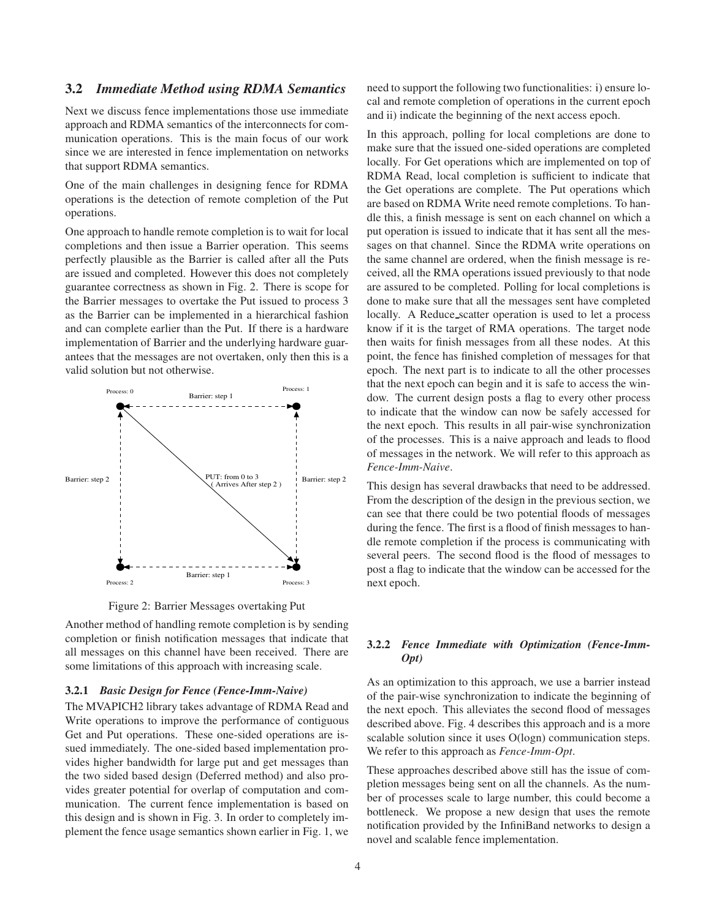## 3.2 *Immediate Method using RDMA Semantics*

Next we discuss fence implementations those use immediate approach and RDMA semantics of the interconnects for communication operations. This is the main focus of our work since we are interested in fence implementation on networks that support RDMA semantics.

One of the main challenges in designing fence for RDMA operations is the detection of remote completion of the Put operations.

One approach to handle remote completion is to wait for local completions and then issue a Barrier operation. This seems perfectly plausible as the Barrier is called after all the Puts are issued and completed. However this does not completely guarantee correctness as shown in Fig. 2. There is scope for the Barrier messages to overtake the Put issued to process 3 as the Barrier can be implemented in a hierarchical fashion and can complete earlier than the Put. If there is a hardware implementation of Barrier and the underlying hardware guarantees that the messages are not overtaken, only then this is a valid solution but not otherwise.

Process: 0 | Process: 1 | Process: 2 | Process: 3 | Barrier: step 1 | Barrier: step 2 | PUT: from 0 to 3 ( Arrives After step 2 )

Figure 2: Barrier Messages overtaking Put

Another method of handling remote completion is by sending completion or finish notification messages that indicate that all messages on this channel have been received. There are some limitations of this approach with increasing scale.

### 3.2.1 *Basic Design for Fence (Fence-Imm-Naive)*

The MVAPICH2 library takes advantage of RDMA Read and Write operations to improve the performance of contiguous Get and Put operations. These one-sided operations are issued immediately. The one-sided based implementation provides higher bandwidth for large put and get messages than the two sided based design (Deferred method) and also provides greater potential for overlap of computation and communication. The current fence implementation is based on this design and is shown in Fig. 3. In order to completely implement the fence usage semantics shown earlier in Fig. 1, we need to support the following two functionalities: i) ensure local and remote completion of operations in the current epoch and ii) indicate the beginning of the next access epoch.

In this approach, polling for local completions are done to make sure that the issued one-sided operations are completed locally. For Get operations which are implemented on top of RDMA Read, local completion is sufficient to indicate that the Get operations are complete. The Put operations which are based on RDMA Write need remote completions. To handle this, a finish message is sent on each channel on which a put operation is issued to indicate that it has sent all the messages on that channel. Since the RDMA write operations on the same channel are ordered, when the finish message is received, all the RMA operations issued previously to that node are assured to be completed. Polling for local completions is done to make sure that all the messages sent have completed locally. A Reduce_scatter operation is used to let a process know if it is the target of RMA operations. The target node then waits for finish messages from all these nodes. At this point, the fence has finished completion of messages for that epoch. The next part is to indicate to all the other processes that the next epoch can begin and it is safe to access the window. The current design posts a flag to every other process to indicate that the window can now be safely accessed for the next epoch. This results in all pair-wise synchronization of the processes. This is a naive approach and leads to flood of messages in the network. We will refer to this approach as *Fence-Imm-Naive*.

This design has several drawbacks that need to be addressed. From the description of the design in the previous section, we can see that there could be two potential floods of messages during the fence. The first is a flood of finish messages to handle remote completion if the process is communicating with several peers. The second flood is the flood of messages to post a flag to indicate that the window can be accessed for the next epoch.

### 3.2.2 *Fence Immediate with Optimization (Fence-Imm-Opt)*

As an optimization to this approach, we use a barrier instead of the pair-wise synchronization to indicate the beginning of the next epoch. This alleviates the second flood of messages described above. Fig. 4 describes this approach and is a more scalable solution since it uses O(logn) communication steps. We refer to this approach as *Fence-Imm-Opt*.

These approaches described above still has the issue of completion messages being sent on all the channels. As the number of processes scale to large number, this could become a bottleneck. We propose a new design that uses the remote notification provided by the InfiniBand networks to design a novel and scalable fence implementation.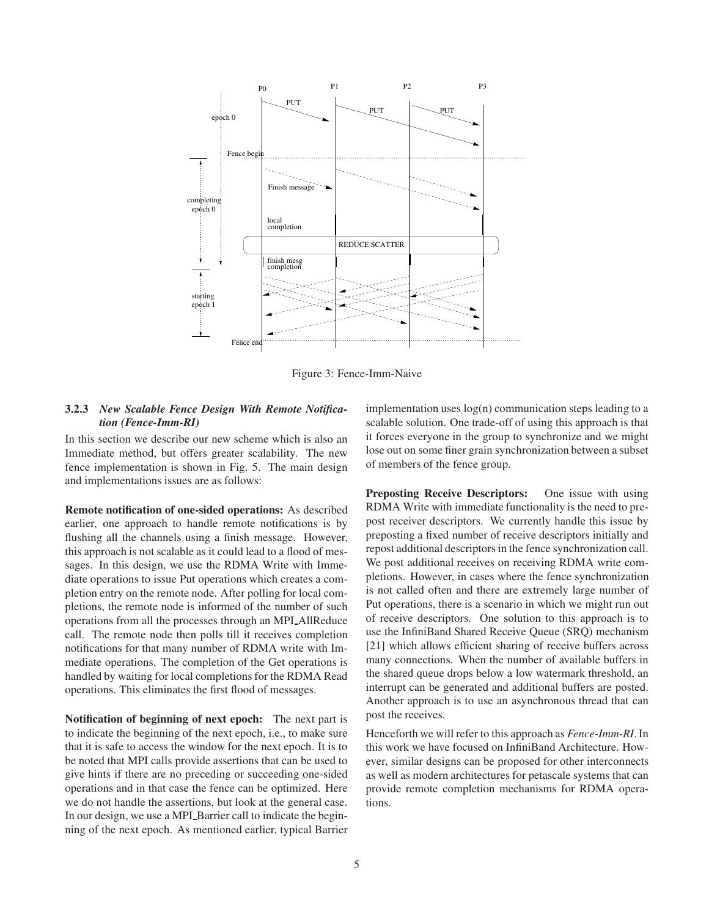Figure 3: Fence-Imm-Naive

#### 3.2.3 *New Scalable Fence Design With Remote Notification (Fence-Imm-RI)*

In this section we describe our new scheme which is also an Immediate method, but offers greater scalability. The new fence implementation is shown in Fig. 5. The main design and implementations issues are as follows:

**Remote notification of one-sided operations:** As described earlier, one approach to handle remote notifications is by flushing all the channels using a finish message. However, this approach is not scalable as it could lead to a flood of messages. In this design, we use the RDMA Write with Immediate operations to issue Put operations which creates a completion entry on the remote node. After polling for local completions, the remote node is informed of the number of such operations from all the processes through an MPI_AllReduce call. The remote node then polls till it receives completion notifications for that many number of RDMA write with Immediate operations. The completion of the Get operations is handled by waiting for local completions for the RDMA Read operations. This eliminates the first flood of messages.

**Notification of beginning of next epoch:** The next part is to indicate the beginning of the next epoch, i.e., to make sure that it is safe to access the window for the next epoch. It is to be noted that MPI calls provide assertions that can be used to give hints if there are no preceding or succeeding one-sided operations and in that case the fence can be optimized. Here we do not handle the assertions, but look at the general case. In our design, we use a MPI_Barrier call to indicate the beginning of the next epoch. As mentioned earlier, typical Barrier implementation uses log(n) communication steps leading to a scalable solution. One trade-off of using this approach is that it forces everyone in the group to synchronize and we might lose out on some finer grain synchronization between a subset of members of the fence group.

**Preposting Receive Descriptors:** One issue with using RDMA Write with immediate functionality is the need to prepost receiver descriptors. We currently handle this issue by preposting a fixed number of receive descriptors initially and repost additional descriptors in the fence synchronization call. We post additional receives on receiving RDMA write completions. However, in cases where the fence synchronization is not called often and there are extremely large number of Put operations, there is a scenario in which we might run out of receive descriptors. One solution to this approach is to use the InfiniBand Shared Receive Queue (SRQ) mechanism [21] which allows efficient sharing of receive buffers across many connections. When the number of available buffers in the shared queue drops below a low watermark threshold, an interrupt can be generated and additional buffers are posted. Another approach is to use an asynchronous thread that can post the receives.

Henceforth we will refer to this approach as *Fence-Imm-RI*. In this work we have focused on InfiniBand Architecture. However, similar designs can be proposed for other interconnects as well as modern architectures for petascale systems that can provide remote completion mechanisms for RDMA operations.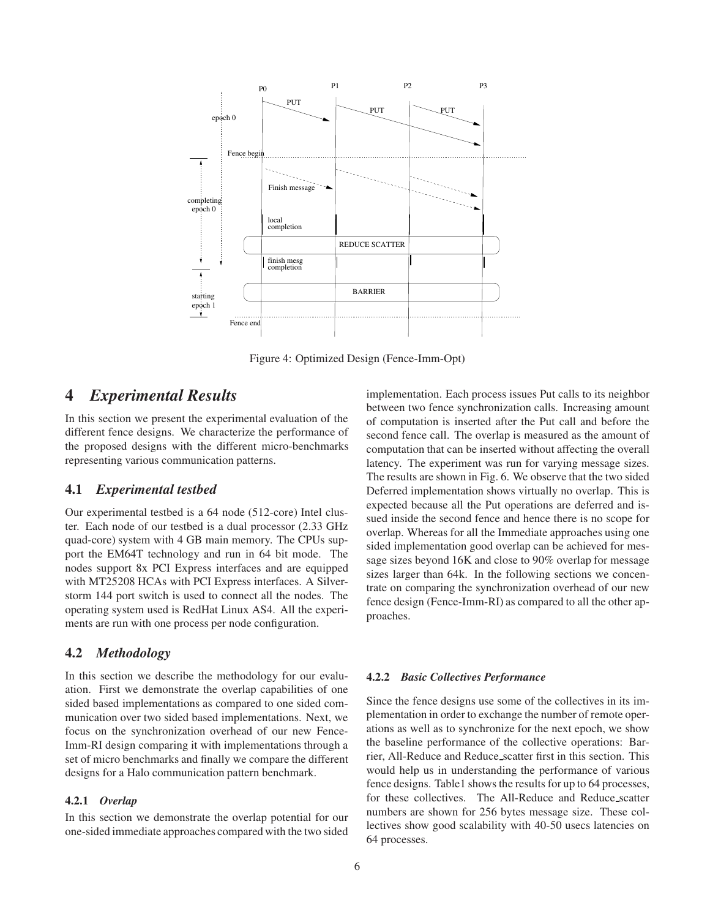Figure 4: Optimized Design (Fence-Imm-Opt)

# 4 *Experimental Results*

In this section we present the experimental evaluation of the different fence designs. We characterize the performance of the proposed designs with the different micro-benchmarks representing various communication patterns.

## 4.1 *Experimental testbed*

Our experimental testbed is a 64 node (512-core) Intel cluster. Each node of our testbed is a dual processor (2.33 GHz quad-core) system with 4 GB main memory. The CPUs support the EM64T technology and run in 64 bit mode. The nodes support 8x PCI Express interfaces and are equipped with MT25208 HCAs with PCI Express interfaces. A Silverstorm 144 port switch is used to connect all the nodes. The operating system used is RedHat Linux AS4. All the experiments are run with one process per node configuration.

## 4.2 *Methodology*

In this section we describe the methodology for our evaluation. First we demonstrate the overlap capabilities of one sided based implementations as compared to one sided communication over two sided based implementations. Next, we focus on the synchronization overhead of our new Fence-Imm-RI design comparing it with implementations through a set of micro benchmarks and finally we compare the different designs for a Halo communication pattern benchmark.

### 4.2.1 *Overlap*

In this section we demonstrate the overlap potential for our one-sided immediate approaches compared with the two sided implementation. Each process issues Put calls to its neighbor between two fence synchronization calls. Increasing amount of computation is inserted after the Put call and before the second fence call. The overlap is measured as the amount of computation that can be inserted without affecting the overall latency. The experiment was run for varying message sizes. The results are shown in Fig. 6. We observe that the two sided Deferred implementation shows virtually no overlap. This is expected because all the Put operations are deferred and issued inside the second fence and hence there is no scope for overlap. Whereas for all the Immediate approaches using one sided implementation good overlap can be achieved for message sizes beyond 16K and close to 90% overlap for message sizes larger than 64k. In the following sections we concentrate on comparing the synchronization overhead of our new fence design (Fence-Imm-RI) as compared to all the other approaches.

### 4.2.2 *Basic Collectives Performance*

Since the fence designs use some of the collectives in its implementation in order to exchange the number of remote operations as well as to synchronize for the next epoch, we show the baseline performance of the collective operations: Barrier, All-Reduce and Reduce_scatter first in this section. This would help us in understanding the performance of various fence designs. Table1 shows the results for up to 64 processes, for these collectives. The All-Reduce and Reduce_scatter numbers are shown for 256 bytes message size. These collectives show good scalability with 40-50 usecs latencies on 64 processes.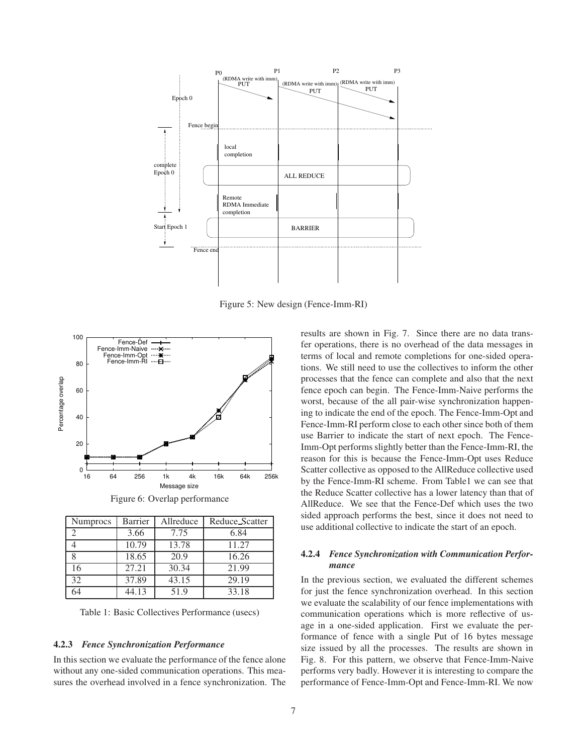Figure 5: New design (Fence-Imm-RI)

Figure 6: Overlap performance

| Numprocs | Barrier | Allreduce | Reduce_Scatter |
|---|---|---|---|
| 2 | 3.66 | 7.75 | 6.84 |
| 4 | 10.79 | 13.78 | 11.27 |
| 8 | 18.65 | 20.9 | 16.26 |
| 16 | 27.21 | 30.34 | 21.99 |
| 32 | 37.89 | 43.15 | 29.19 |
| 64 | 44.13 | 51.9 | 33.18 |

Table 1: Basic Collectives Performance (usecs)

#### 4.2.3 *Fence Synchronization Performance*

In this section we evaluate the performance of the fence alone without any one-sided communication operations. This measures the overhead involved in a fence synchronization. The results are shown in Fig. 7. Since there are no data transfer operations, there is no overhead of the data messages in terms of local and remote completions for one-sided operations. We still need to use the collectives to inform the other processes that the fence can complete and also that the next fence epoch can begin. The Fence-Imm-Naive performs the worst, because of the all pair-wise synchronization happening to indicate the end of the epoch. The Fence-Imm-Opt and Fence-Imm-RI perform close to each other since both of them use Barrier to indicate the start of next epoch. The Fence-Imm-Opt performs slightly better than the Fence-Imm-RI, the reason for this is because the Fence-Imm-Opt uses Reduce Scatter collective as opposed to the AllReduce collective used by the Fence-Imm-RI scheme. From Table1 we can see that the Reduce Scatter collective has a lower latency than that of AllReduce. We see that the Fence-Def which uses the two sided approach performs the best, since it does not need to use additional collective to indicate the start of an epoch.

#### 4.2.4 *Fence Synchronization with Communication Performance*

In the previous section, we evaluated the different schemes for just the fence synchronization overhead. In this section we evaluate the scalability of our fence implementations with communication operations which is more reflective of usage in a one-sided application. First we evaluate the performance of fence with a single Put of 16 bytes message size issued by all the processes. The results are shown in Fig. 8. For this pattern, we observe that Fence-Imm-Naive performs very badly. However it is interesting to compare the performance of Fence-Imm-Opt and Fence-Imm-RI. We now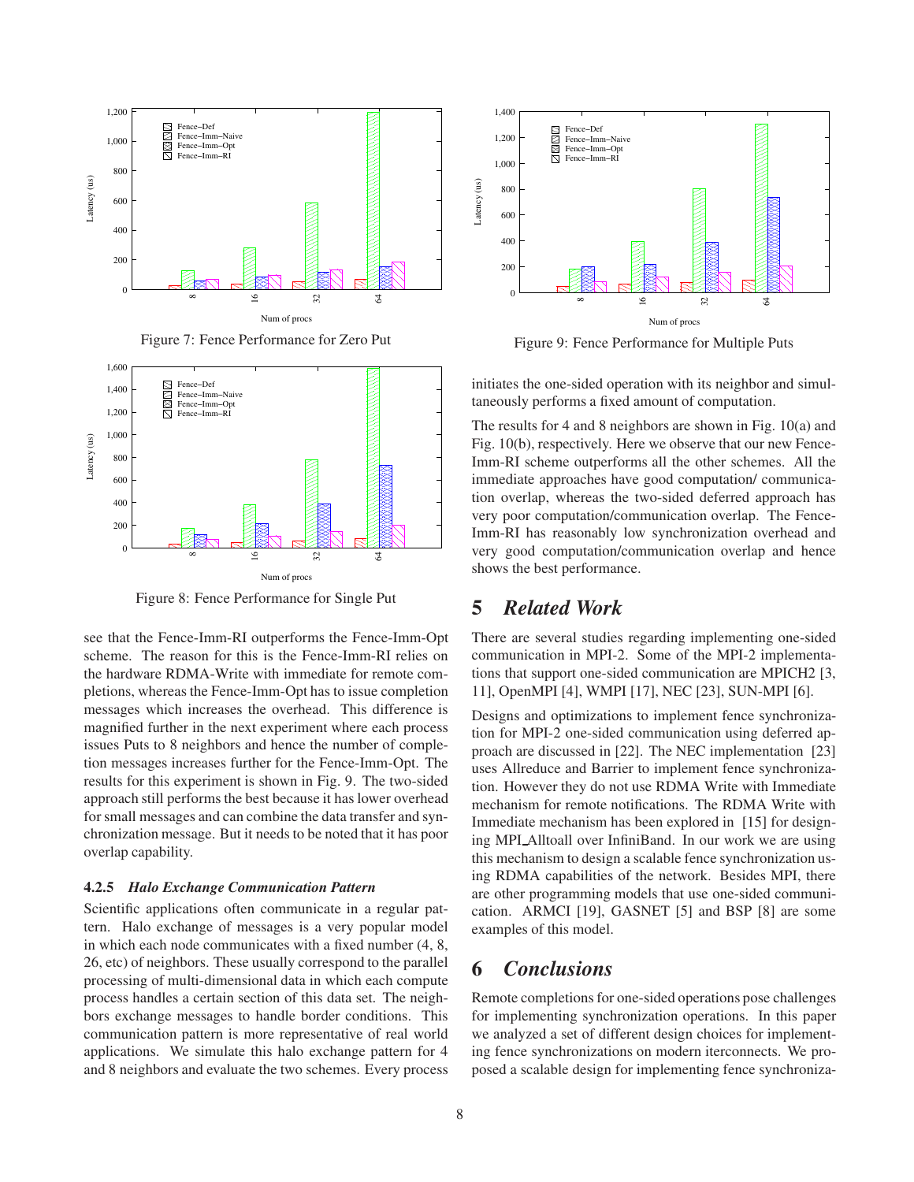Figure 7: Fence Performance for Zero Put

Figure 8: Fence Performance for Single Put

see that the Fence-Imm-RI outperforms the Fence-Imm-Opt scheme. The reason for this is the Fence-Imm-RI relies on the hardware RDMA-Write with immediate for remote completions, whereas the Fence-Imm-Opt has to issue completion messages which increases the overhead. This difference is magnified further in the next experiment where each process issues Puts to 8 neighbors and hence the number of completion messages increases further for the Fence-Imm-Opt. The results for this experiment is shown in Fig. 9. The two-sided approach still performs the best because it has lower overhead for small messages and can combine the data transfer and synchronization message. But it needs to be noted that it has poor overlap capability.

#### 4.2.5 *Halo Exchange Communication Pattern*

Scientific applications often communicate in a regular pattern. Halo exchange of messages is a very popular model in which each node communicates with a fixed number (4, 8, 26, etc) of neighbors. These usually correspond to the parallel processing of multi-dimensional data in which each compute process handles a certain section of this data set. The neighbors exchange messages to handle border conditions. This communication pattern is more representative of real world applications. We simulate this halo exchange pattern for 4 and 8 neighbors and evaluate the two schemes. Every process initiates the one-sided operation with its neighbor and simultaneously performs a fixed amount of computation.

Figure 9: Fence Performance for Multiple Puts

The results for 4 and 8 neighbors are shown in Fig. 10(a) and Fig. 10(b), respectively. Here we observe that our new Fence-Imm-RI scheme outperforms all the other schemes. All the immediate approaches have good computation/ communication overlap, whereas the two-sided deferred approach has very poor computation/communication overlap. The Fence-Imm-RI has reasonably low synchronization overhead and very good computation/communication overlap and hence shows the best performance.

## 5 *Related Work*

There are several studies regarding implementing one-sided communication in MPI-2. Some of the MPI-2 implementations that support one-sided communication are MPICH2 [3, 11], OpenMPI [4], WMPI [17], NEC [23], SUN-MPI [6].

Designs and optimizations to implement fence synchronization for MPI-2 one-sided communication using deferred approach are discussed in [22]. The NEC implementation [23] uses Allreduce and Barrier to implement fence synchronization. However they do not use RDMA Write with Immediate mechanism for remote notifications. The RDMA Write with Immediate mechanism has been explored in [15] for designing MPI_Alltoall over InfiniBand. In our work we are using this mechanism to design a scalable fence synchronization using RDMA capabilities of the network. Besides MPI, there are other programming models that use one-sided communication. ARMCI [19], GASNET [5] and BSP [8] are some examples of this model.

## 6 *Conclusions*

Remote completions for one-sided operations pose challenges for implementing synchronization operations. In this paper we analyzed a set of different design choices for implementing fence synchronizations on modern iterconnects. We proposed a scalable design for implementing fence synchroniza-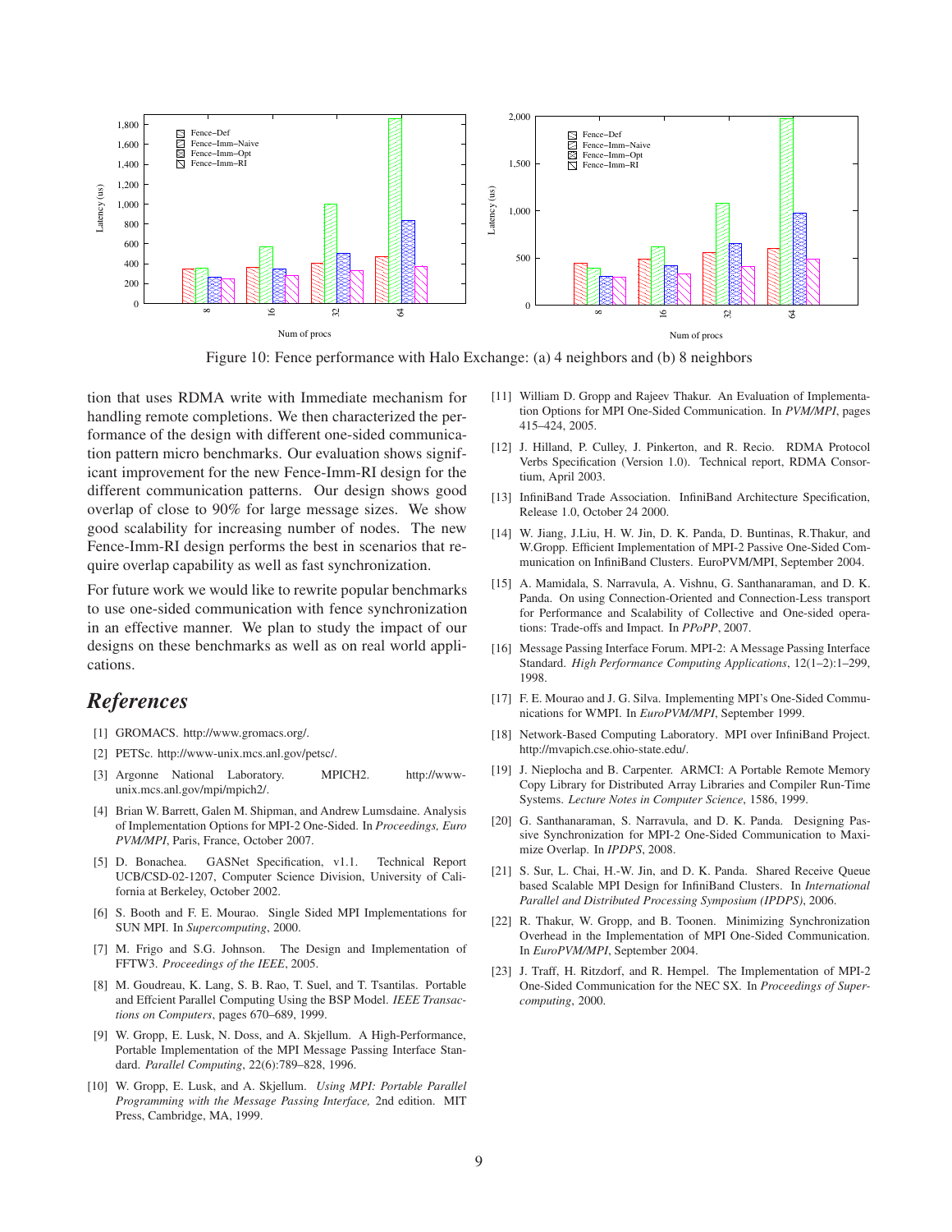1,800
1,600
1,400
1,200
1,000
800
600
400
200
0

Latency (us)

Fence–Def
Fence–Imm–Naive
Fence–Imm–Opt
Fence–Imm–RI

8
16
32
64

Num of procs

2,000
1,500
1,000
500
0

Latency (us)

Fence–Def
Fence–Imm–Naive
Fence–Imm–Opt
Fence–Imm–RI

8
16
32
64

Num of procs

Figure 10: Fence performance with Halo Exchange: (a) 4 neighbors and (b) 8 neighbors

tion that uses RDMA write with Immediate mechanism for handling remote completions. We then characterized the performance of the design with different one-sided communication pattern micro benchmarks. Our evaluation shows significant improvement for the new Fence-Imm-RI design for the different communication patterns. Our design shows good overlap of close to 90% for large message sizes. We show good scalability for increasing number of nodes. The new Fence-Imm-RI design performs the best in scenarios that require overlap capability as well as fast synchronization.

For future work we would like to rewrite popular benchmarks to use one-sided communication with fence synchronization in an effective manner. We plan to study the impact of our designs on these benchmarks as well as on real world applications.

## References

[1] GROMACS. http://www.gromacs.org/.

[2] PETSc. http://www-unix.mcs.anl.gov/petsc/.

[3] Argonne National Laboratory. MPICH2. http://www-unix.mcs.anl.gov/mpi/mpich2/.

[4] Brian W. Barrett, Galen M. Shipman, and Andrew Lumsdaine. Analysis of Implementation Options for MPI-2 One-Sided. In *Proceedings, Euro PVM/MPI*, Paris, France, October 2007.

[5] D. Bonachea. GASNet Specification, v1.1. Technical Report UCB/CSD-02-1207, Computer Science Division, University of California at Berkeley, October 2002.

[6] S. Booth and F. E. Mourao. Single Sided MPI Implementations for SUN MPI. In *Supercomputing*, 2000.

[7] M. Frigo and S.G. Johnson. The Design and Implementation of FFTW3. *Proceedings of the IEEE*, 2005.

[8] M. Goudreau, K. Lang, S. B. Rao, T. Suel, and T. Tsantilas. Portable and Effcient Parallel Computing Using the BSP Model. *IEEE Transactions on Computers*, pages 670–689, 1999.

[9] W. Gropp, E. Lusk, N. Doss, and A. Skjellum. A High-Performance, Portable Implementation of the MPI Message Passing Interface Standard. *Parallel Computing*, 22(6):789–828, 1996.

[10] W. Gropp, E. Lusk, and A. Skjellum. *Using MPI: Portable Parallel Programming with the Message Passing Interface,* 2nd edition. MIT Press, Cambridge, MA, 1999.

[11] William D. Gropp and Rajeev Thakur. An Evaluation of Implementation Options for MPI One-Sided Communication. In *PVM/MPI*, pages 415–424, 2005.

[12] J. Hilland, P. Culley, J. Pinkerton, and R. Recio. RDMA Protocol Verbs Specification (Version 1.0). Technical report, RDMA Consortium, April 2003.

[13] InfiniBand Trade Association. InfiniBand Architecture Specification, Release 1.0, October 24 2000.

[14] W. Jiang, J.Liu, H. W. Jin, D. K. Panda, D. Buntinas, R.Thakur, and W.Gropp. Efficient Implementation of MPI-2 Passive One-Sided Communication on InfiniBand Clusters. EuroPVM/MPI, September 2004.

[15] A. Mamidala, S. Narravula, A. Vishnu, G. Santhanaraman, and D. K. Panda. On using Connection-Oriented and Connection-Less transport for Performance and Scalability of Collective and One-sided operations: Trade-offs and Impact. In *PPoPP*, 2007.

[16] Message Passing Interface Forum. MPI-2: A Message Passing Interface Standard. *High Performance Computing Applications*, 12(1–2):1–299, 1998.

[17] F. E. Mourao and J. G. Silva. Implementing MPI's One-Sided Communications for WMPI. In *EuroPVM/MPI*, September 1999.

[18] Network-Based Computing Laboratory. MPI over InfiniBand Project. http://mvapich.cse.ohio-state.edu/.

[19] J. Nieplocha and B. Carpenter. ARMCI: A Portable Remote Memory Copy Library for Distributed Array Libraries and Compiler Run-Time Systems. *Lecture Notes in Computer Science*, 1586, 1999.

[20] G. Santhanaraman, S. Narravula, and D. K. Panda. Designing Passive Synchronization for MPI-2 One-Sided Communication to Maximize Overlap. In *IPDPS*, 2008.

[21] S. Sur, L. Chai, H.-W. Jin, and D. K. Panda. Shared Receive Queue based Scalable MPI Design for InfiniBand Clusters. In *International Parallel and Distributed Processing Symposium (IPDPS)*, 2006.

[22] R. Thakur, W. Gropp, and B. Toonen. Minimizing Synchronization Overhead in the Implementation of MPI One-Sided Communication. In *EuroPVM/MPI*, September 2004.

[23] J. Traff, H. Ritzdorf, and R. Hempel. The Implementation of MPI-2 One-Sided Communication for the NEC SX. In *Proceedings of Supercomputing*, 2000.